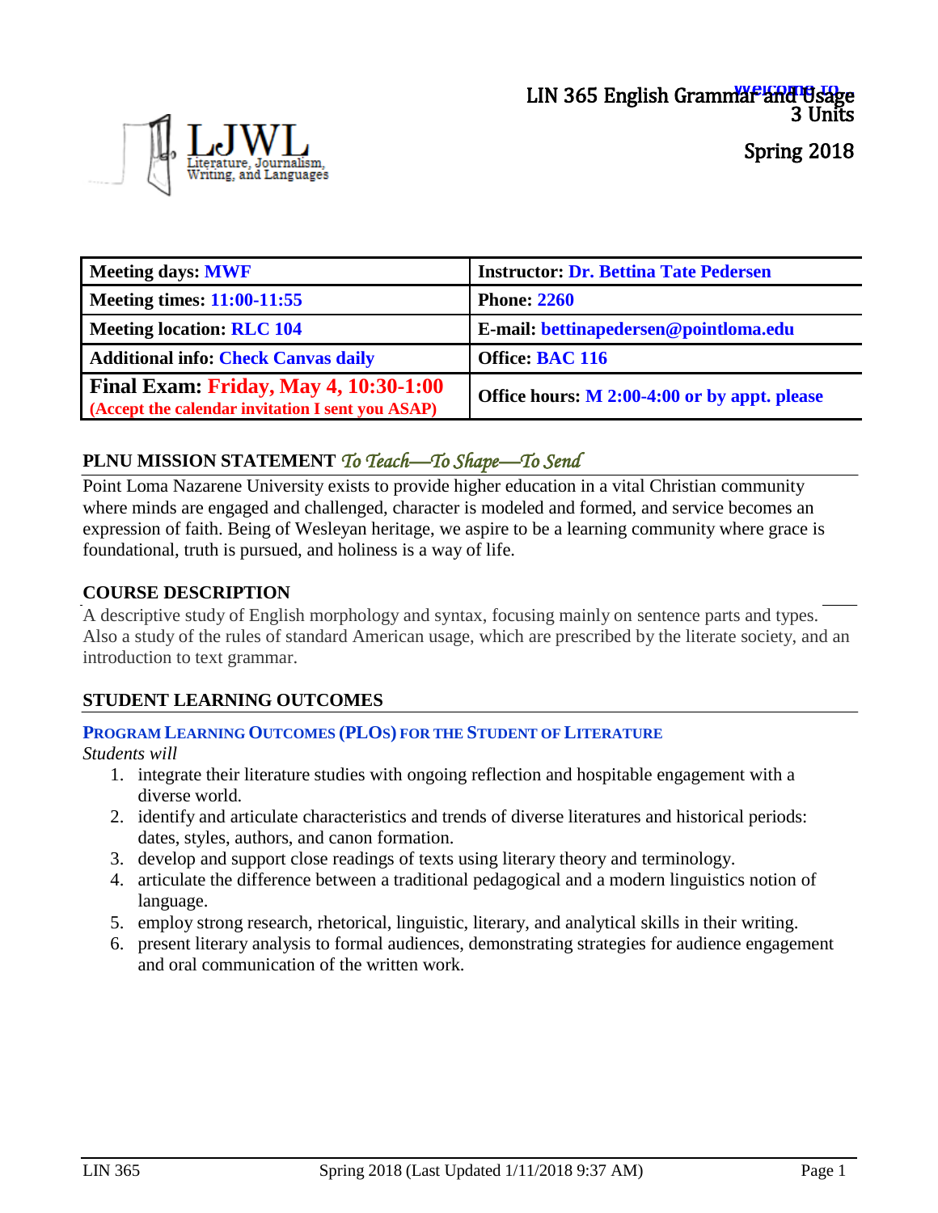LJWL
Literature, Journalism, Writing, and Languages

# LIN 365 English Grammar and Usage
3 Units

Spring 2018

| Meeting days: **MWF** | Instructor: **Dr. Bettina Tate Pedersen** |
|---|---|
| Meeting times: **11:00-11:55** | Phone: **2260** |
| Meeting location: **RLC 104** | E-mail: **bettinapedersen@pointloma.edu** |
| Additional info: **Check Canvas daily** | Office: **BAC 116** |
| **Final Exam: Friday, May 4, 10:30-1:00** **(Accept the calendar invitation I sent you ASAP)** | Office hours: **M 2:00-4:00 or by appt. please** |

## PLNU MISSION STATEMENT *To Teach—To Shape—To Send*

Point Loma Nazarene University exists to provide higher education in a vital Christian community where minds are engaged and challenged, character is modeled and formed, and service becomes an expression of faith. Being of Wesleyan heritage, we aspire to be a learning community where grace is foundational, truth is pursued, and holiness is a way of life.

## COURSE DESCRIPTION

A descriptive study of English morphology and syntax, focusing mainly on sentence parts and types. Also a study of the rules of standard American usage, which are prescribed by the literate society, and an introduction to text grammar.

## STUDENT LEARNING OUTCOMES

### PROGRAM LEARNING OUTCOMES (PLOS) FOR THE STUDENT OF LITERATURE

*Students will*

1. integrate their literature studies with ongoing reflection and hospitable engagement with a diverse world.
2. identify and articulate characteristics and trends of diverse literatures and historical periods: dates, styles, authors, and canon formation.
3. develop and support close readings of texts using literary theory and terminology.
4. articulate the difference between a traditional pedagogical and a modern linguistics notion of language.
5. employ strong research, rhetorical, linguistic, literary, and analytical skills in their writing.
6. present literary analysis to formal audiences, demonstrating strategies for audience engagement and oral communication of the written work.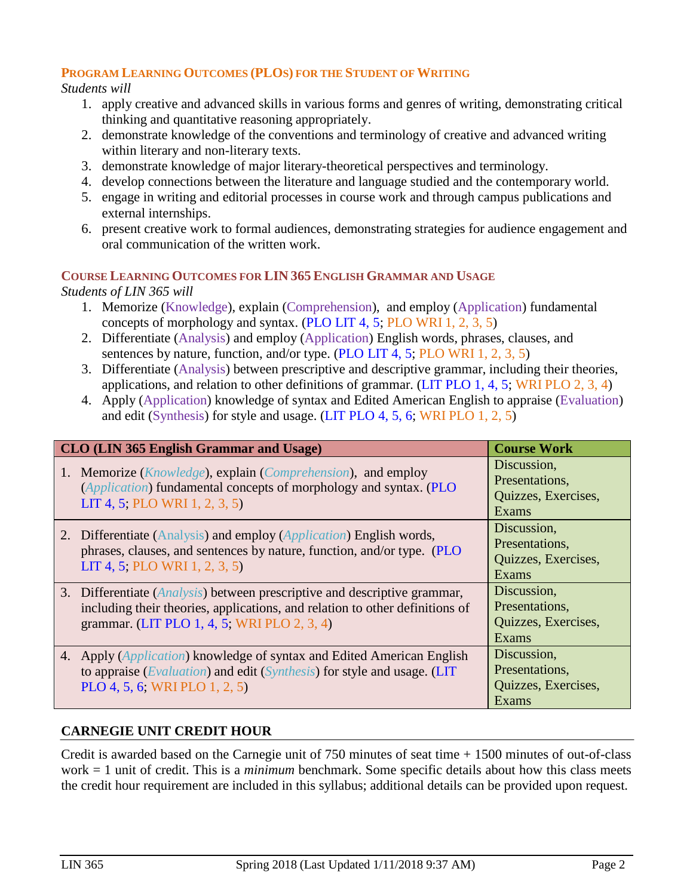## PROGRAM LEARNING OUTCOMES (PLOs) FOR THE STUDENT OF WRITING

*Students will*

1. apply creative and advanced skills in various forms and genres of writing, demonstrating critical thinking and quantitative reasoning appropriately.
2. demonstrate knowledge of the conventions and terminology of creative and advanced writing within literary and non-literary texts.
3. demonstrate knowledge of major literary-theoretical perspectives and terminology.
4. develop connections between the literature and language studied and the contemporary world.
5. engage in writing and editorial processes in course work and through campus publications and external internships.
6. present creative work to formal audiences, demonstrating strategies for audience engagement and oral communication of the written work.

## COURSE LEARNING OUTCOMES FOR LIN 365 ENGLISH GRAMMAR AND USAGE

*Students of LIN 365 will*

1. Memorize (Knowledge), explain (Comprehension), and employ (Application) fundamental concepts of morphology and syntax. (PLO LIT 4, 5; PLO WRI 1, 2, 3, 5)
2. Differentiate (Analysis) and employ (Application) English words, phrases, clauses, and sentences by nature, function, and/or type. (PLO LIT 4, 5; PLO WRI 1, 2, 3, 5)
3. Differentiate (Analysis) between prescriptive and descriptive grammar, including their theories, applications, and relation to other definitions of grammar. (LIT PLO 1, 4, 5; WRI PLO 2, 3, 4)
4. Apply (Application) knowledge of syntax and Edited American English to appraise (Evaluation) and edit (Synthesis) for style and usage. (LIT PLO 4, 5, 6; WRI PLO 1, 2, 5)

| CLO (LIN 365 English Grammar and Usage) | Course Work |
| --- | --- |
| 1. Memorize (*Knowledge*), explain (*Comprehension*), and employ (*Application*) fundamental concepts of morphology and syntax. (PLO LIT 4, 5; PLO WRI 1, 2, 3, 5) | Discussion, Presentations, Quizzes, Exercises, Exams |
| 2. Differentiate (Analysis) and employ (*Application*) English words, phrases, clauses, and sentences by nature, function, and/or type. (PLO LIT 4, 5; PLO WRI 1, 2, 3, 5) | Discussion, Presentations, Quizzes, Exercises, Exams |
| 3. Differentiate (*Analysis*) between prescriptive and descriptive grammar, including their theories, applications, and relation to other definitions of grammar. (LIT PLO 1, 4, 5; WRI PLO 2, 3, 4) | Discussion, Presentations, Quizzes, Exercises, Exams |
| 4. Apply (*Application*) knowledge of syntax and Edited American English to appraise (*Evaluation*) and edit (*Synthesis*) for style and usage. (LIT PLO 4, 5, 6; WRI PLO 1, 2, 5) | Discussion, Presentations, Quizzes, Exercises, Exams |

## CARNEGIE UNIT CREDIT HOUR

Credit is awarded based on the Carnegie unit of 750 minutes of seat time + 1500 minutes of out-of-class work = 1 unit of credit. This is a *minimum* benchmark. Some specific details about how this class meets the credit hour requirement are included in this syllabus; additional details can be provided upon request.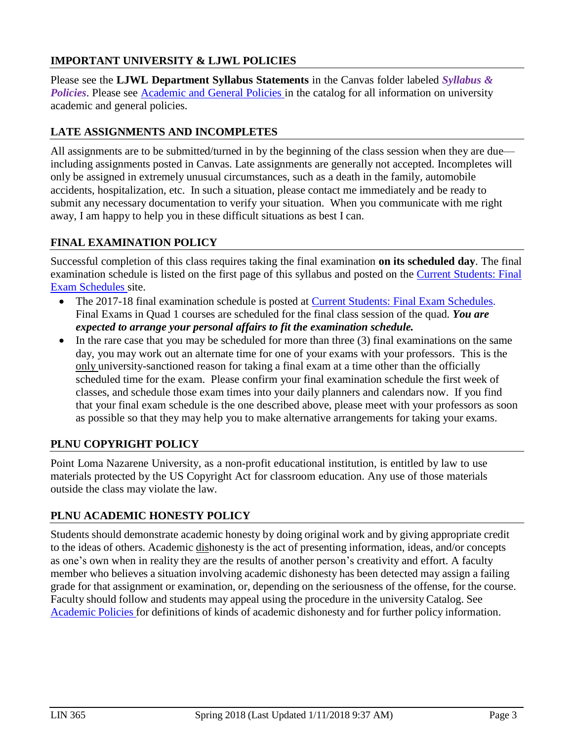## IMPORTANT UNIVERSITY & LJWL POLICIES

Please see the **LJWL Department Syllabus Statements** in the Canvas folder labeled ***Syllabus & Policies***. Please see Academic and General Policies in the catalog for all information on university academic and general policies.

## LATE ASSIGNMENTS AND INCOMPLETES

All assignments are to be submitted/turned in by the beginning of the class session when they are due—including assignments posted in Canvas. Late assignments are generally not accepted. Incompletes will only be assigned in extremely unusual circumstances, such as a death in the family, automobile accidents, hospitalization, etc. In such a situation, please contact me immediately and be ready to submit any necessary documentation to verify your situation. When you communicate with me right away, I am happy to help you in these difficult situations as best I can.

## FINAL EXAMINATION POLICY

Successful completion of this class requires taking the final examination **on its scheduled day**. The final examination schedule is listed on the first page of this syllabus and posted on the Current Students: Final Exam Schedules site.

- The 2017-18 final examination schedule is posted at Current Students: Final Exam Schedules. Final Exams in Quad 1 courses are scheduled for the final class session of the quad. ***You are expected to arrange your personal affairs to fit the examination schedule.***
- In the rare case that you may be scheduled for more than three (3) final examinations on the same day, you may work out an alternate time for one of your exams with your professors. This is the only university-sanctioned reason for taking a final exam at a time other than the officially scheduled time for the exam. Please confirm your final examination schedule the first week of classes, and schedule those exam times into your daily planners and calendars now. If you find that your final exam schedule is the one described above, please meet with your professors as soon as possible so that they may help you to make alternative arrangements for taking your exams.

## PLNU COPYRIGHT POLICY

Point Loma Nazarene University, as a non-profit educational institution, is entitled by law to use materials protected by the US Copyright Act for classroom education. Any use of those materials outside the class may violate the law.

## PLNU ACADEMIC HONESTY POLICY

Students should demonstrate academic honesty by doing original work and by giving appropriate credit to the ideas of others. Academic dishonesty is the act of presenting information, ideas, and/or concepts as one's own when in reality they are the results of another person's creativity and effort. A faculty member who believes a situation involving academic dishonesty has been detected may assign a failing grade for that assignment or examination, or, depending on the seriousness of the offense, for the course. Faculty should follow and students may appeal using the procedure in the university Catalog. See Academic Policies for definitions of kinds of academic dishonesty and for further policy information.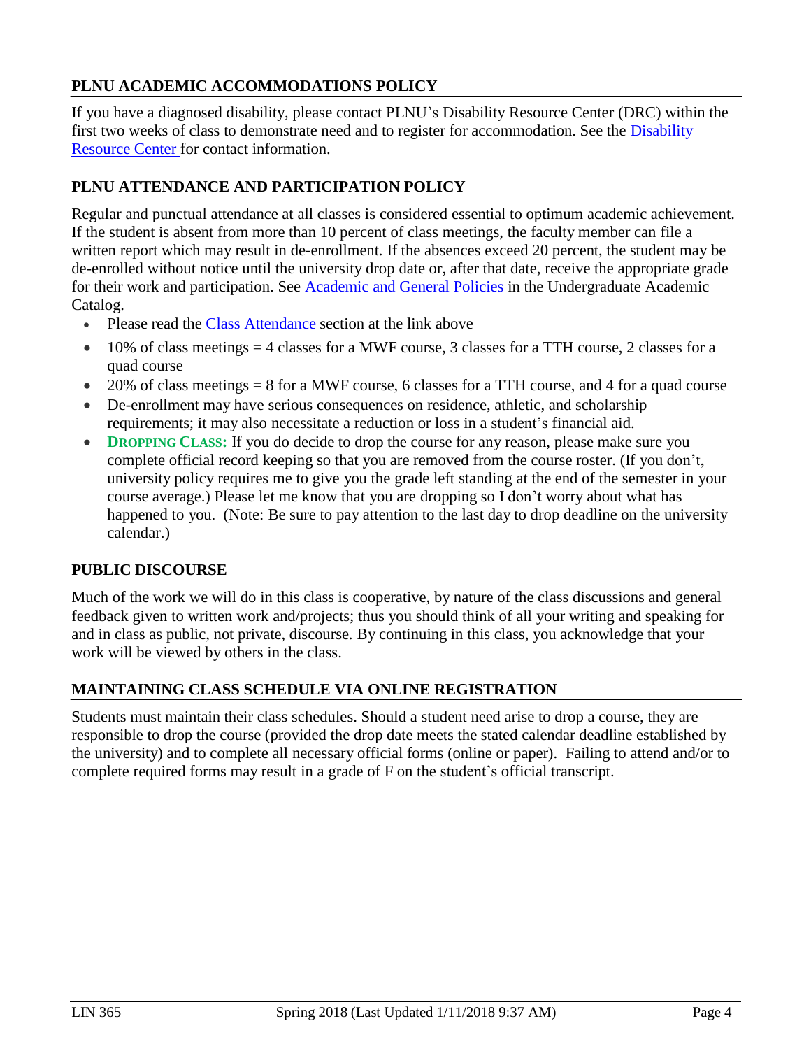## PLNU ACADEMIC ACCOMMODATIONS POLICY

If you have a diagnosed disability, please contact PLNU's Disability Resource Center (DRC) within the first two weeks of class to demonstrate need and to register for accommodation. See the Disability Resource Center for contact information.

## PLNU ATTENDANCE AND PARTICIPATION POLICY

Regular and punctual attendance at all classes is considered essential to optimum academic achievement. If the student is absent from more than 10 percent of class meetings, the faculty member can file a written report which may result in de-enrollment. If the absences exceed 20 percent, the student may be de-enrolled without notice until the university drop date or, after that date, receive the appropriate grade for their work and participation. See Academic and General Policies in the Undergraduate Academic Catalog.

- Please read the Class Attendance section at the link above
- 10% of class meetings = 4 classes for a MWF course, 3 classes for a TTH course, 2 classes for a quad course
- 20% of class meetings = 8 for a MWF course, 6 classes for a TTH course, and 4 for a quad course
- De-enrollment may have serious consequences on residence, athletic, and scholarship requirements; it may also necessitate a reduction or loss in a student's financial aid.
- **DROPPING CLASS:** If you do decide to drop the course for any reason, please make sure you complete official record keeping so that you are removed from the course roster. (If you don't, university policy requires me to give you the grade left standing at the end of the semester in your course average.) Please let me know that you are dropping so I don't worry about what has happened to you. (Note: Be sure to pay attention to the last day to drop deadline on the university calendar.)

## PUBLIC DISCOURSE

Much of the work we will do in this class is cooperative, by nature of the class discussions and general feedback given to written work and/projects; thus you should think of all your writing and speaking for and in class as public, not private, discourse. By continuing in this class, you acknowledge that your work will be viewed by others in the class.

## MAINTAINING CLASS SCHEDULE VIA ONLINE REGISTRATION

Students must maintain their class schedules. Should a student need arise to drop a course, they are responsible to drop the course (provided the drop date meets the stated calendar deadline established by the university) and to complete all necessary official forms (online or paper). Failing to attend and/or to complete required forms may result in a grade of F on the student's official transcript.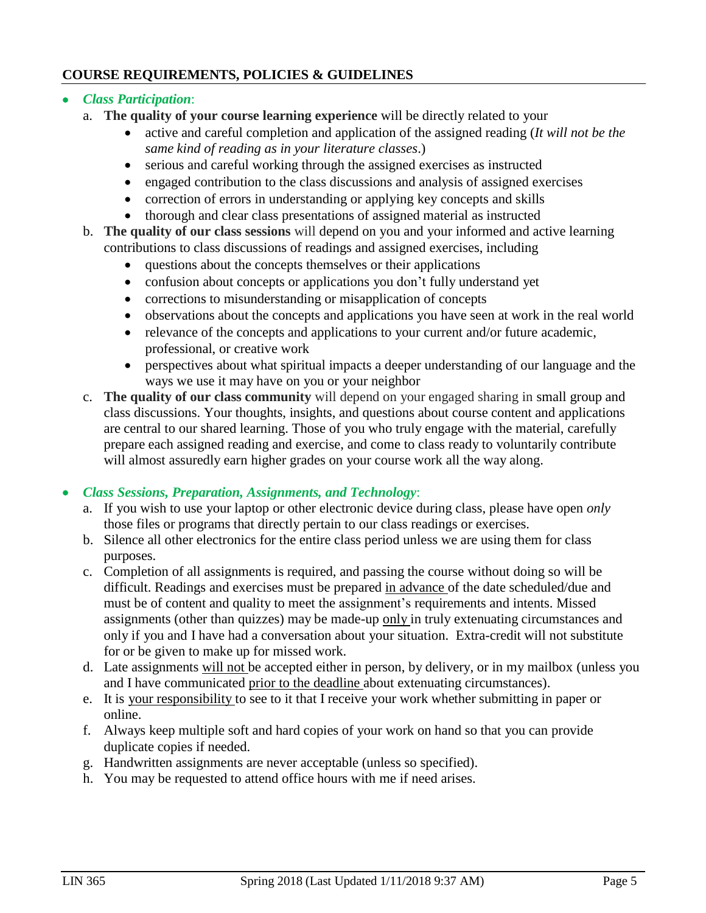## COURSE REQUIREMENTS, POLICIES & GUIDELINES

- ***Class Participation***:
  a. **The quality of your course learning experience** will be directly related to your
     - active and careful completion and application of the assigned reading (*It will not be the same kind of reading as in your literature classes*.)
     - serious and careful working through the assigned exercises as instructed
     - engaged contribution to the class discussions and analysis of assigned exercises
     - correction of errors in understanding or applying key concepts and skills
     - thorough and clear class presentations of assigned material as instructed
  b. **The quality of our class sessions** will depend on you and your informed and active learning contributions to class discussions of readings and assigned exercises, including
     - questions about the concepts themselves or their applications
     - confusion about concepts or applications you don't fully understand yet
     - corrections to misunderstanding or misapplication of concepts
     - observations about the concepts and applications you have seen at work in the real world
     - relevance of the concepts and applications to your current and/or future academic, professional, or creative work
     - perspectives about what spiritual impacts a deeper understanding of our language and the ways we use it may have on you or your neighbor
  c. **The quality of our class community** will depend on your engaged sharing in small group and class discussions. Your thoughts, insights, and questions about course content and applications are central to our shared learning. Those of you who truly engage with the material, carefully prepare each assigned reading and exercise, and come to class ready to voluntarily contribute will almost assuredly earn higher grades on your course work all the way along.

- ***Class Sessions, Preparation, Assignments, and Technology***:
  a. If you wish to use your laptop or other electronic device during class, please have open *only* those files or programs that directly pertain to our class readings or exercises.
  b. Silence all other electronics for the entire class period unless we are using them for class purposes.
  c. Completion of all assignments is required, and passing the course without doing so will be difficult. Readings and exercises must be prepared in advance of the date scheduled/due and must be of content and quality to meet the assignment's requirements and intents. Missed assignments (other than quizzes) may be made-up only in truly extenuating circumstances and only if you and I have had a conversation about your situation. Extra-credit will not substitute for or be given to make up for missed work.
  d. Late assignments will not be accepted either in person, by delivery, or in my mailbox (unless you and I have communicated prior to the deadline about extenuating circumstances).
  e. It is your responsibility to see to it that I receive your work whether submitting in paper or online.
  f. Always keep multiple soft and hard copies of your work on hand so that you can provide duplicate copies if needed.
  g. Handwritten assignments are never acceptable (unless so specified).
  h. You may be requested to attend office hours with me if need arises.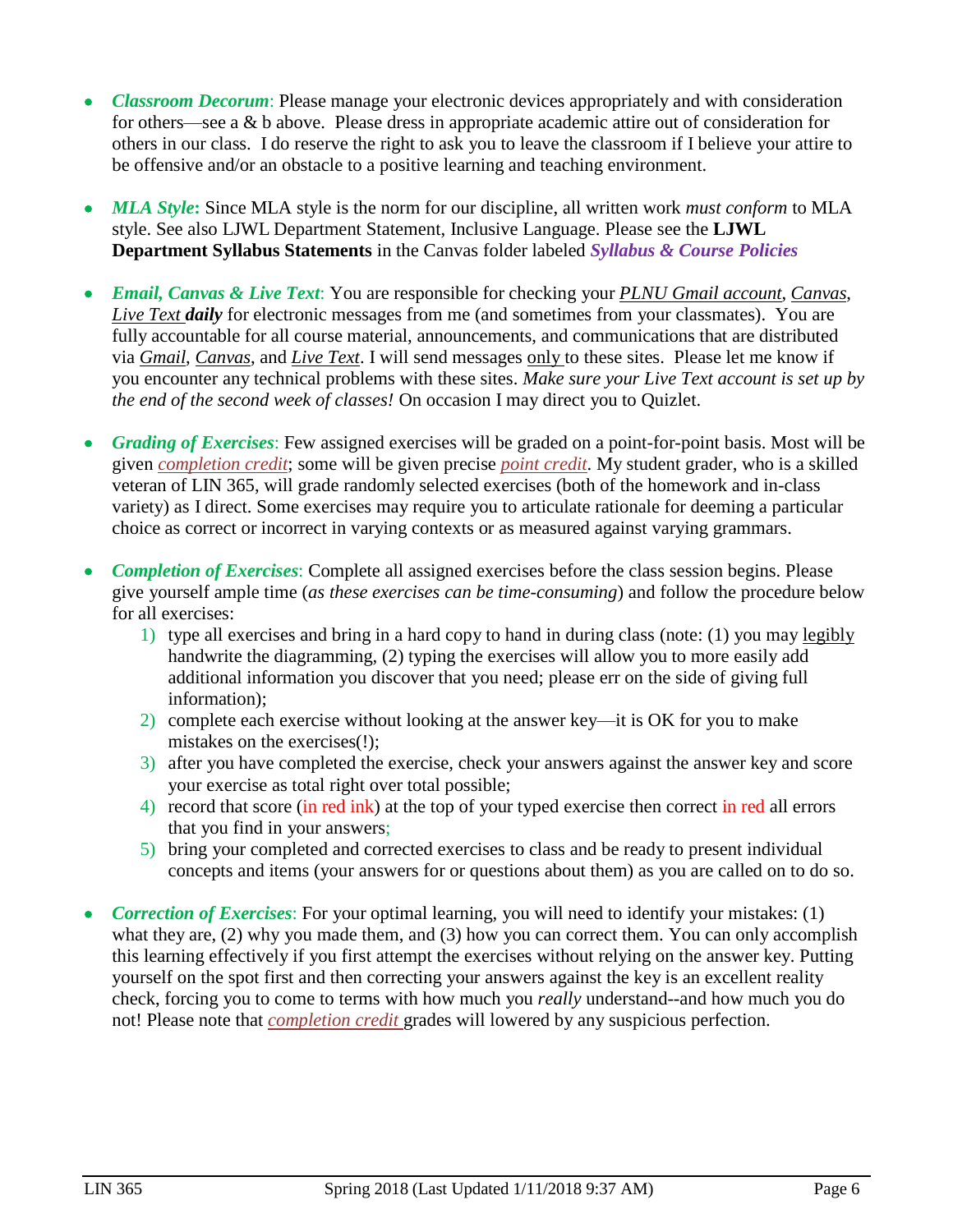- ***Classroom Decorum***: Please manage your electronic devices appropriately and with consideration for others—see a & b above. Please dress in appropriate academic attire out of consideration for others in our class. I do reserve the right to ask you to leave the classroom if I believe your attire to be offensive and/or an obstacle to a positive learning and teaching environment.

- ***MLA Style*****:** Since MLA style is the norm for our discipline, all written work *must conform* to MLA style. See also LJWL Department Statement, Inclusive Language. Please see the **LJWL Department Syllabus Statements** in the Canvas folder labeled ***Syllabus & Course Policies***

- ***Email, Canvas & Live Text***: You are responsible for checking your *PLNU Gmail account*, *Canvas*, *Live Text* ***daily*** for electronic messages from me (and sometimes from your classmates). You are fully accountable for all course material, announcements, and communications that are distributed via *Gmail*, *Canvas*, and *Live Text*. I will send messages only to these sites. Please let me know if you encounter any technical problems with these sites. *Make sure your Live Text account is set up by the end of the second week of classes!* On occasion I may direct you to Quizlet.

- ***Grading of Exercises***: Few assigned exercises will be graded on a point-for-point basis. Most will be given *completion credit*; some will be given precise *point credit*. My student grader, who is a skilled veteran of LIN 365, will grade randomly selected exercises (both of the homework and in-class variety) as I direct. Some exercises may require you to articulate rationale for deeming a particular choice as correct or incorrect in varying contexts or as measured against varying grammars.

- ***Completion of Exercises***: Complete all assigned exercises before the class session begins. Please give yourself ample time (*as these exercises can be time-consuming*) and follow the procedure below for all exercises:
  1) type all exercises and bring in a hard copy to hand in during class (note: (1) you may legibly handwrite the diagramming, (2) typing the exercises will allow you to more easily add additional information you discover that you need; please err on the side of giving full information);
  2) complete each exercise without looking at the answer key—it is OK for you to make mistakes on the exercises(!);
  3) after you have completed the exercise, check your answers against the answer key and score your exercise as total right over total possible;
  4) record that score (in red ink) at the top of your typed exercise then correct in red all errors that you find in your answers;
  5) bring your completed and corrected exercises to class and be ready to present individual concepts and items (your answers for or questions about them) as you are called on to do so.

- ***Correction of Exercises***: For your optimal learning, you will need to identify your mistakes: (1) what they are, (2) why you made them, and (3) how you can correct them. You can only accomplish this learning effectively if you first attempt the exercises without relying on the answer key. Putting yourself on the spot first and then correcting your answers against the key is an excellent reality check, forcing you to come to terms with how much you *really* understand--and how much you do not! Please note that *completion credit* grades will lowered by any suspicious perfection.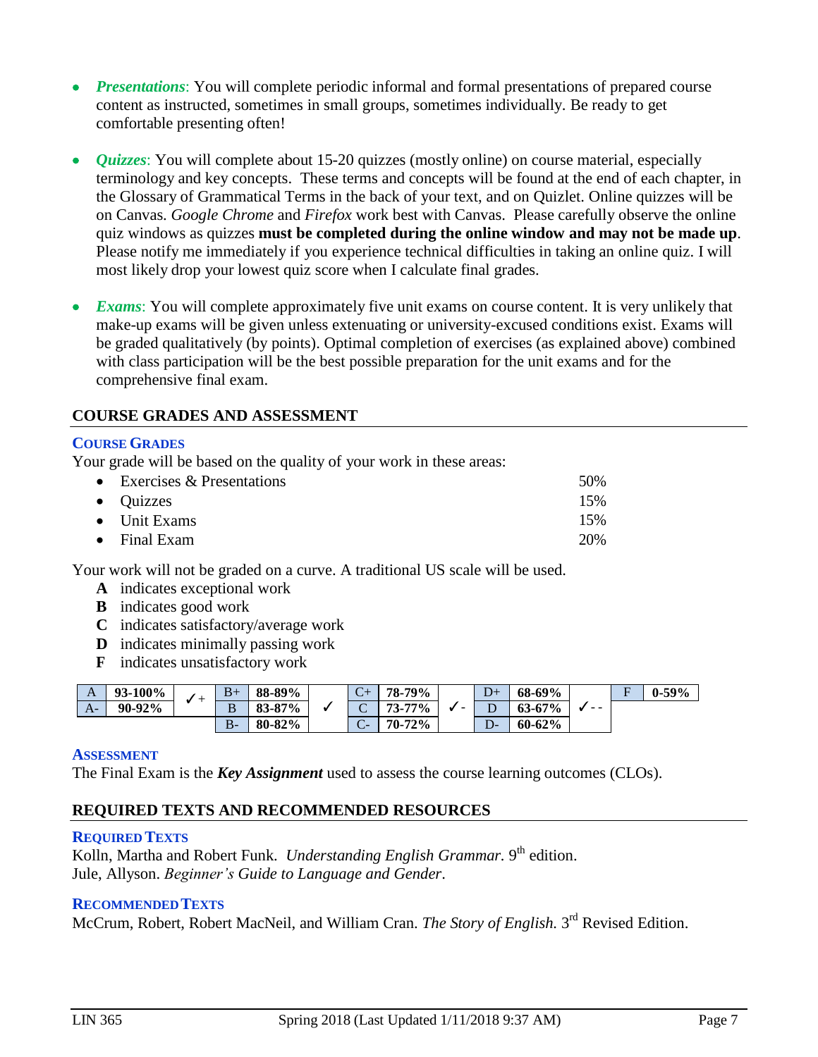- ***Presentations***: You will complete periodic informal and formal presentations of prepared course content as instructed, sometimes in small groups, sometimes individually. Be ready to get comfortable presenting often!

- ***Quizzes***: You will complete about 15-20 quizzes (mostly online) on course material, especially terminology and key concepts. These terms and concepts will be found at the end of each chapter, in the Glossary of Grammatical Terms in the back of your text, and on Quizlet. Online quizzes will be on Canvas. *Google Chrome* and *Firefox* work best with Canvas. Please carefully observe the online quiz windows as quizzes **must be completed during the online window and may not be made up**. Please notify me immediately if you experience technical difficulties in taking an online quiz. I will most likely drop your lowest quiz score when I calculate final grades.

- ***Exams***: You will complete approximately five unit exams on course content. It is very unlikely that make-up exams will be given unless extenuating or university-excused conditions exist. Exams will be graded qualitatively (by points). Optimal completion of exercises (as explained above) combined with class participation will be the best possible preparation for the unit exams and for the comprehensive final exam.

## COURSE GRADES AND ASSESSMENT

### COURSE GRADES

Your grade will be based on the quality of your work in these areas:

- Exercises & Presentations 50%
- Quizzes 15%
- Unit Exams 15%
- Final Exam 20%

Your work will not be graded on a curve. A traditional US scale will be used.

**A** indicates exceptional work
**B** indicates good work
**C** indicates satisfactory/average work
**D** indicates minimally passing work
**F** indicates unsatisfactory work

| A | 93-100% | ✓+ | B+ | 88-89% | ✓ | C+ | 78-79% | ✓- | D+ | 68-69% | ✓-- | F | 0-59% |
|---|---|---|---|---|---|---|---|---|---|---|---|---|---|
| A- | 90-92% | | B | 83-87% | | C | 73-77% | | D | 63-67% | | | |
| | | | B- | 80-82% | | C- | 70-72% | | D- | 60-62% | | | |

### ASSESSMENT

The Final Exam is the ***Key Assignment*** used to assess the course learning outcomes (CLOs).

## REQUIRED TEXTS AND RECOMMENDED RESOURCES

### REQUIRED TEXTS

Kolln, Martha and Robert Funk. *Understanding English Grammar.* 9th edition.
Jule, Allyson. *Beginner's Guide to Language and Gender*.

### RECOMMENDED TEXTS

McCrum, Robert, Robert MacNeil, and William Cran. *The Story of English.* 3rd Revised Edition.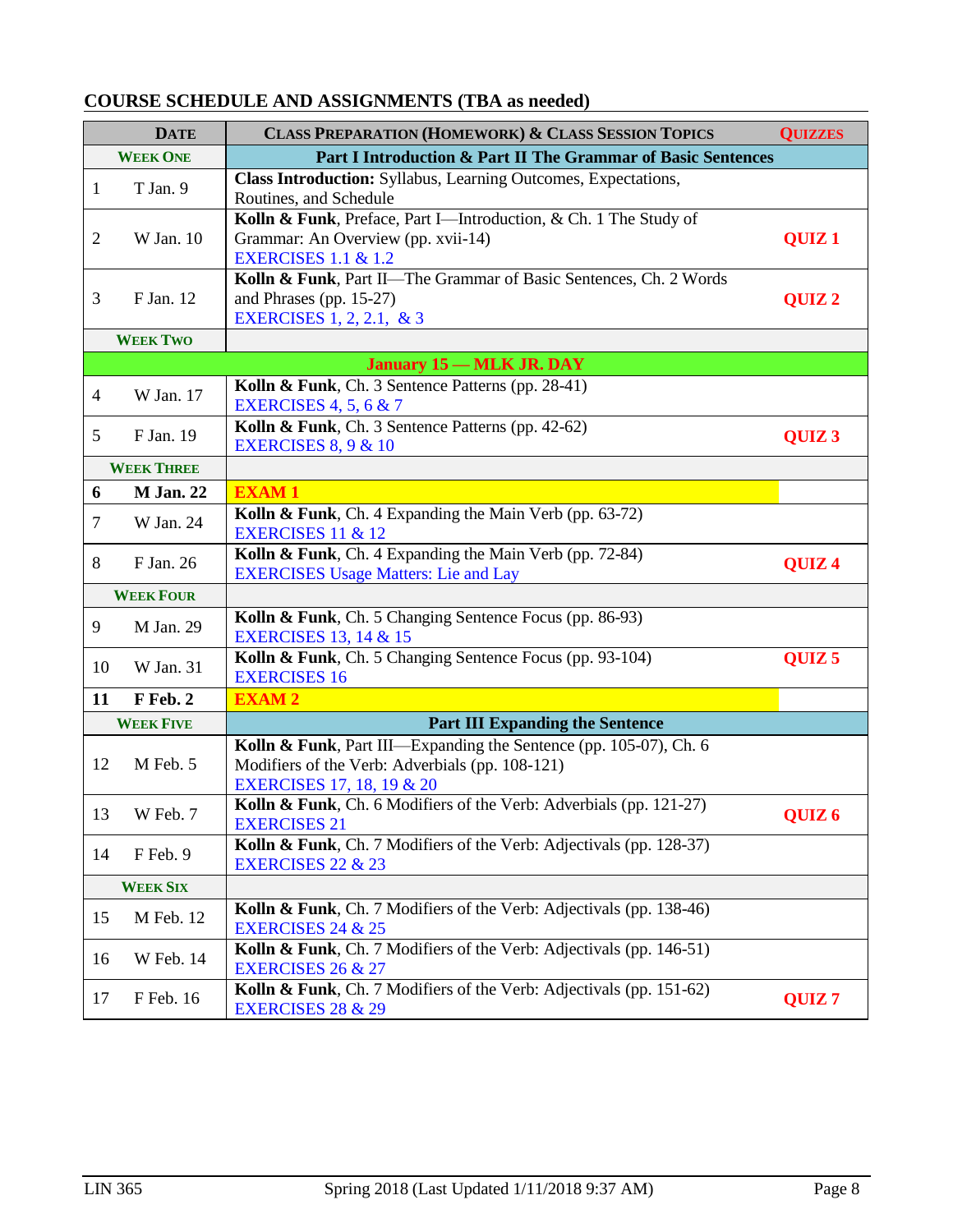## COURSE SCHEDULE AND ASSIGNMENTS (TBA as needed)

| | Date | Class Preparation (Homework) & Class Session Topics | Quizzes |
|---|---|---|---|
| | **Week One** | **Part I Introduction & Part II The Grammar of Basic Sentences** | |
| 1 | T Jan. 9 | **Class Introduction:** Syllabus, Learning Outcomes, Expectations, Routines, and Schedule | |
| 2 | W Jan. 10 | **Kolln & Funk**, Preface, Part I—Introduction, & Ch. 1 The Study of Grammar: An Overview (pp. xvii-14) EXERCISES 1.1 & 1.2 | **QUIZ 1** |
| 3 | F Jan. 12 | **Kolln & Funk**, Part II—The Grammar of Basic Sentences, Ch. 2 Words and Phrases (pp. 15-27) EXERCISES 1, 2, 2.1, & 3 | **QUIZ 2** |
| | **Week Two** | | |
| | | **January 15 — MLK JR. DAY** | |
| 4 | W Jan. 17 | **Kolln & Funk**, Ch. 3 Sentence Patterns (pp. 28-41) EXERCISES 4, 5, 6 & 7 | |
| 5 | F Jan. 19 | **Kolln & Funk**, Ch. 3 Sentence Patterns (pp. 42-62) EXERCISES 8, 9 & 10 | **QUIZ 3** |
| | **Week Three** | | |
| **6** | **M Jan. 22** | **EXAM 1** | |
| 7 | W Jan. 24 | **Kolln & Funk**, Ch. 4 Expanding the Main Verb (pp. 63-72) EXERCISES 11 & 12 | |
| 8 | F Jan. 26 | **Kolln & Funk**, Ch. 4 Expanding the Main Verb (pp. 72-84) EXERCISES Usage Matters: Lie and Lay | **QUIZ 4** |
| | **Week Four** | | |
| 9 | M Jan. 29 | **Kolln & Funk**, Ch. 5 Changing Sentence Focus (pp. 86-93) EXERCISES 13, 14 & 15 | |
| 10 | W Jan. 31 | **Kolln & Funk**, Ch. 5 Changing Sentence Focus (pp. 93-104) EXERCISES 16 | **QUIZ 5** |
| **11** | **F Feb. 2** | **EXAM 2** | |
| | **Week Five** | **Part III Expanding the Sentence** | |
| 12 | M Feb. 5 | **Kolln & Funk**, Part III—Expanding the Sentence (pp. 105-07), Ch. 6 Modifiers of the Verb: Adverbials (pp. 108-121) EXERCISES 17, 18, 19 & 20 | |
| 13 | W Feb. 7 | **Kolln & Funk**, Ch. 6 Modifiers of the Verb: Adverbials (pp. 121-27) EXERCISES 21 | **QUIZ 6** |
| 14 | F Feb. 9 | **Kolln & Funk**, Ch. 7 Modifiers of the Verb: Adjectivals (pp. 128-37) EXERCISES 22 & 23 | |
| | **Week Six** | | |
| 15 | M Feb. 12 | **Kolln & Funk**, Ch. 7 Modifiers of the Verb: Adjectivals (pp. 138-46) EXERCISES 24 & 25 | |
| 16 | W Feb. 14 | **Kolln & Funk**, Ch. 7 Modifiers of the Verb: Adjectivals (pp. 146-51) EXERCISES 26 & 27 | |
| 17 | F Feb. 16 | **Kolln & Funk**, Ch. 7 Modifiers of the Verb: Adjectivals (pp. 151-62) EXERCISES 28 & 29 | **QUIZ 7** |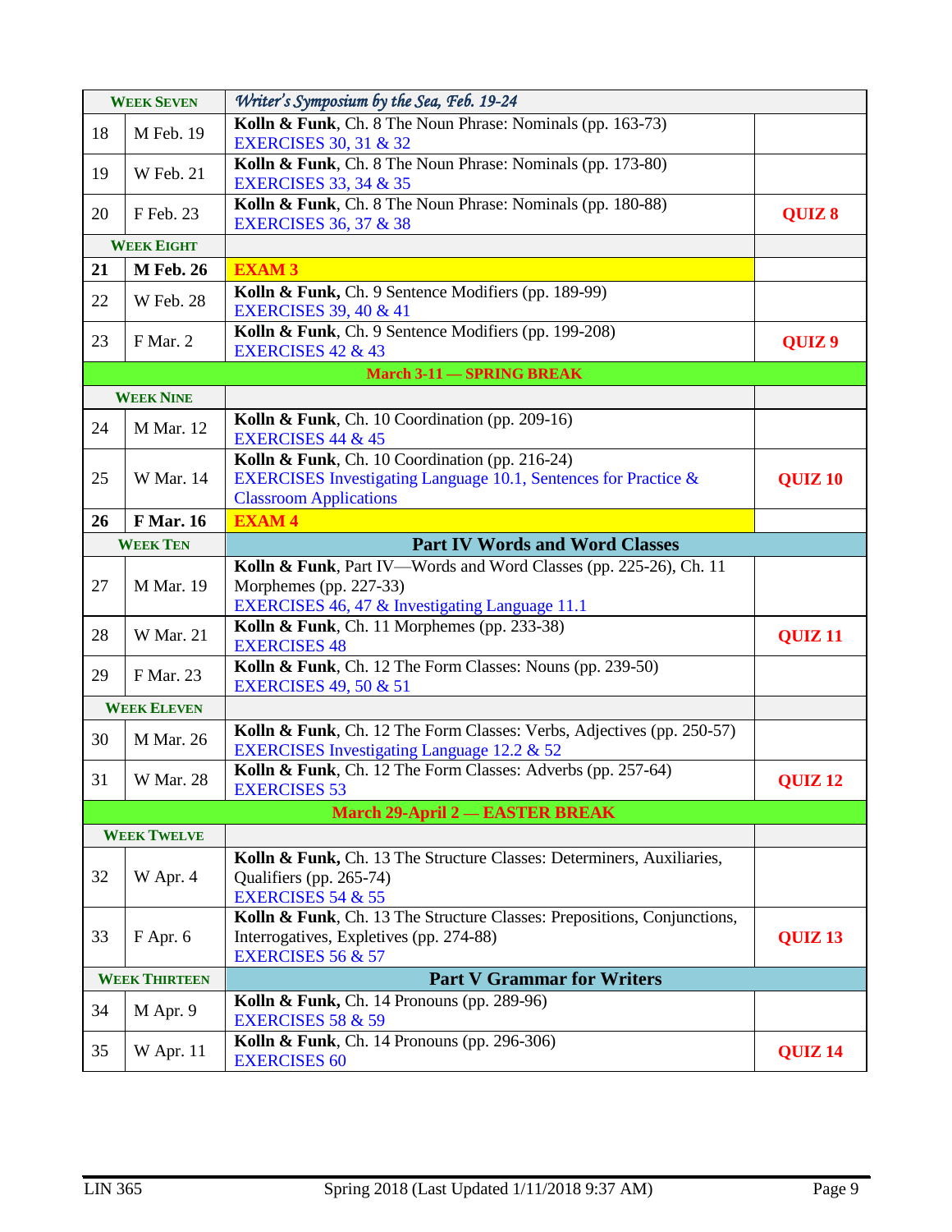| | | | |
|---|---|---|---|
| **WEEK SEVEN** | | *Writer's Symposium by the Sea, Feb. 19-24* | |
| 18 | M Feb. 19 | **Kolln & Funk**, Ch. 8 The Noun Phrase: Nominals (pp. 163-73)<br>EXERCISES 30, 31 & 32 | |
| 19 | W Feb. 21 | **Kolln & Funk**, Ch. 8 The Noun Phrase: Nominals (pp. 173-80)<br>EXERCISES 33, 34 & 35 | |
| 20 | F Feb. 23 | **Kolln & Funk**, Ch. 8 The Noun Phrase: Nominals (pp. 180-88)<br>EXERCISES 36, 37 & 38 | **QUIZ 8** |
| **WEEK EIGHT** | | | |
| **21** | **M Feb. 26** | **EXAM 3** | |
| 22 | W Feb. 28 | **Kolln & Funk,** Ch. 9 Sentence Modifiers (pp. 189-99)<br>EXERCISES 39, 40 & 41 | |
| 23 | F Mar. 2 | **Kolln & Funk**, Ch. 9 Sentence Modifiers (pp. 199-208)<br>EXERCISES 42 & 43 | **QUIZ 9** |
| | | **March 3-11 — SPRING BREAK** | |
| **WEEK NINE** | | | |
| 24 | M Mar. 12 | **Kolln & Funk**, Ch. 10 Coordination (pp. 209-16)<br>EXERCISES 44 & 45 | |
| 25 | W Mar. 14 | **Kolln & Funk**, Ch. 10 Coordination (pp. 216-24)<br>EXERCISES Investigating Language 10.1, Sentences for Practice & Classroom Applications | **QUIZ 10** |
| **26** | **F Mar. 16** | **EXAM 4** | |
| **WEEK TEN** | | **Part IV Words and Word Classes** | |
| 27 | M Mar. 19 | **Kolln & Funk**, Part IV—Words and Word Classes (pp. 225-26), Ch. 11 Morphemes (pp. 227-33)<br>EXERCISES 46, 47 & Investigating Language 11.1 | |
| 28 | W Mar. 21 | **Kolln & Funk**, Ch. 11 Morphemes (pp. 233-38)<br>EXERCISES 48 | **QUIZ 11** |
| 29 | F Mar. 23 | **Kolln & Funk**, Ch. 12 The Form Classes: Nouns (pp. 239-50)<br>EXERCISES 49, 50 & 51 | |
| **WEEK ELEVEN** | | | |
| 30 | M Mar. 26 | **Kolln & Funk**, Ch. 12 The Form Classes: Verbs, Adjectives (pp. 250-57)<br>EXERCISES Investigating Language 12.2 & 52 | |
| 31 | W Mar. 28 | **Kolln & Funk**, Ch. 12 The Form Classes: Adverbs (pp. 257-64)<br>EXERCISES 53 | **QUIZ 12** |
| | | **March 29-April 2 — EASTER BREAK** | |
| **WEEK TWELVE** | | | |
| 32 | W Apr. 4 | **Kolln & Funk,** Ch. 13 The Structure Classes: Determiners, Auxiliaries, Qualifiers (pp. 265-74)<br>EXERCISES 54 & 55 | |
| 33 | F Apr. 6 | **Kolln & Funk**, Ch. 13 The Structure Classes: Prepositions, Conjunctions, Interrogatives, Expletives (pp. 274-88)<br>EXERCISES 56 & 57 | **QUIZ 13** |
| **WEEK THIRTEEN** | | **Part V Grammar for Writers** | |
| 34 | M Apr. 9 | **Kolln & Funk,** Ch. 14 Pronouns (pp. 289-96)<br>EXERCISES 58 & 59 | |
| 35 | W Apr. 11 | **Kolln & Funk**, Ch. 14 Pronouns (pp. 296-306)<br>EXERCISES 60 | **QUIZ 14** |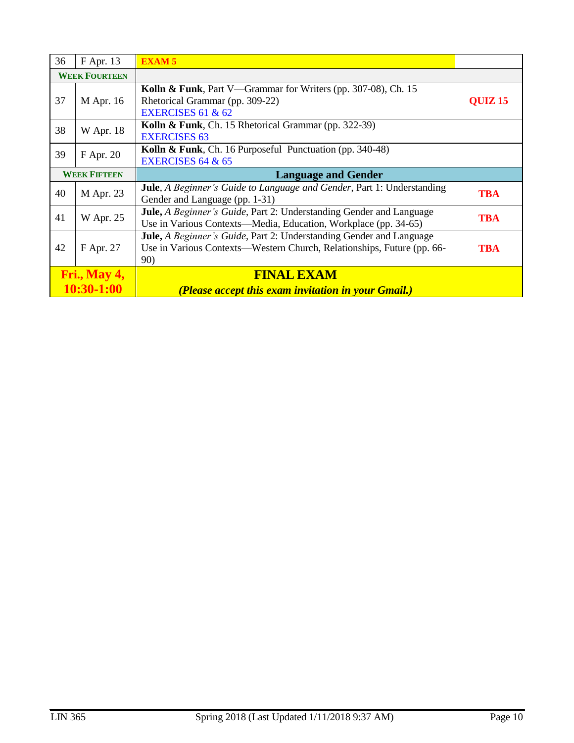| | | | |
|---|---|---|---|
| 36 | F Apr. 13 | **EXAM 5** | |
| **WEEK FOURTEEN** | | | |
| 37 | M Apr. 16 | **Kolln & Funk**, Part V—Grammar for Writers (pp. 307-08), Ch. 15 Rhetorical Grammar (pp. 309-22) EXERCISES 61 & 62 | **QUIZ 15** |
| 38 | W Apr. 18 | **Kolln & Funk**, Ch. 15 Rhetorical Grammar (pp. 322-39) EXERCISES 63 | |
| 39 | F Apr. 20 | **Kolln & Funk**, Ch. 16 Purposeful Punctuation (pp. 340-48) EXERCISES 64 & 65 | |
| **WEEK FIFTEEN** | | **Language and Gender** | |
| 40 | M Apr. 23 | **Jule**, *A Beginner's Guide to Language and Gender*, Part 1: Understanding Gender and Language (pp. 1-31) | **TBA** |
| 41 | W Apr. 25 | **Jule,** *A Beginner's Guide*, Part 2: Understanding Gender and Language Use in Various Contexts—Media, Education, Workplace (pp. 34-65) | **TBA** |
| 42 | F Apr. 27 | **Jule,** *A Beginner's Guide*, Part 2: Understanding Gender and Language Use in Various Contexts—Western Church, Relationships, Future (pp. 66-90) | **TBA** |
| **Fri., May 4, 10:30-1:00** | | **FINAL EXAM** ***(Please accept this exam invitation in your Gmail.)*** | |